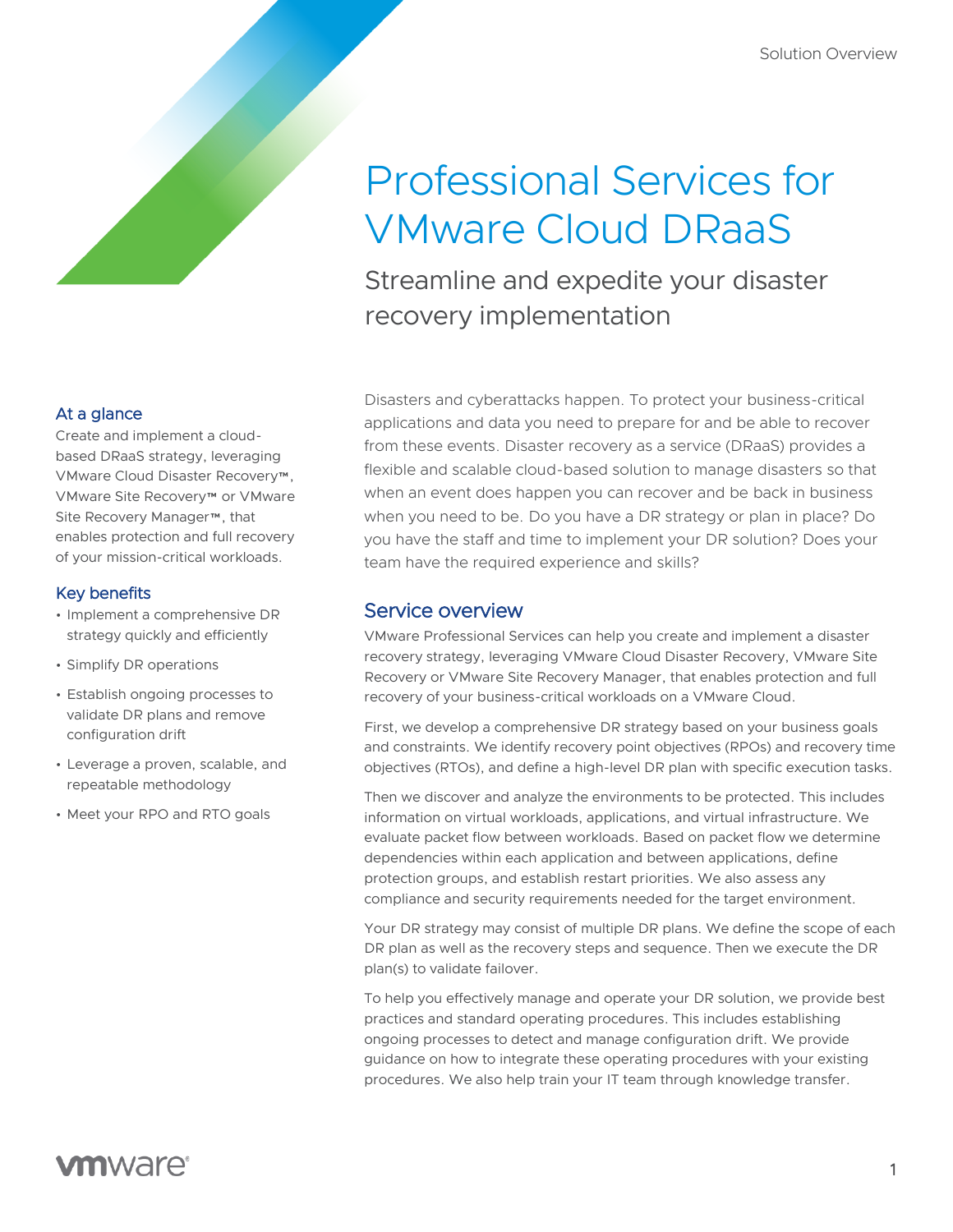Solution Overview

# Professional Services for VMware Cloud DRaaS

## Streamline and expedite your disaster recovery implementation

### At a glance

Create and implement a cloud-based DRaaS strategy, leveraging VMware Cloud Disaster Recovery™, VMware Site Recovery™ or VMware Site Recovery Manager™, that enables protection and full recovery of your mission-critical workloads.

### Key benefits

- Implement a comprehensive DR strategy quickly and efficiently
- Simplify DR operations
- Establish ongoing processes to validate DR plans and remove configuration drift
- Leverage a proven, scalable, and repeatable methodology
- Meet your RPO and RTO goals

Disasters and cyberattacks happen. To protect your business-critical applications and data you need to prepare for and be able to recover from these events. Disaster recovery as a service (DRaaS) provides a flexible and scalable cloud-based solution to manage disasters so that when an event does happen you can recover and be back in business when you need to be. Do you have a DR strategy or plan in place? Do you have the staff and time to implement your DR solution? Does your team have the required experience and skills?

## Service overview

VMware Professional Services can help you create and implement a disaster recovery strategy, leveraging VMware Cloud Disaster Recovery, VMware Site Recovery or VMware Site Recovery Manager, that enables protection and full recovery of your business-critical workloads on a VMware Cloud.

First, we develop a comprehensive DR strategy based on your business goals and constraints. We identify recovery point objectives (RPOs) and recovery time objectives (RTOs), and define a high-level DR plan with specific execution tasks.

Then we discover and analyze the environments to be protected. This includes information on virtual workloads, applications, and virtual infrastructure. We evaluate packet flow between workloads. Based on packet flow we determine dependencies within each application and between applications, define protection groups, and establish restart priorities. We also assess any compliance and security requirements needed for the target environment.

Your DR strategy may consist of multiple DR plans. We define the scope of each DR plan as well as the recovery steps and sequence. Then we execute the DR plan(s) to validate failover.

To help you effectively manage and operate your DR solution, we provide best practices and standard operating procedures. This includes establishing ongoing processes to detect and manage configuration drift. We provide guidance on how to integrate these operating procedures with your existing procedures. We also help train your IT team through knowledge transfer.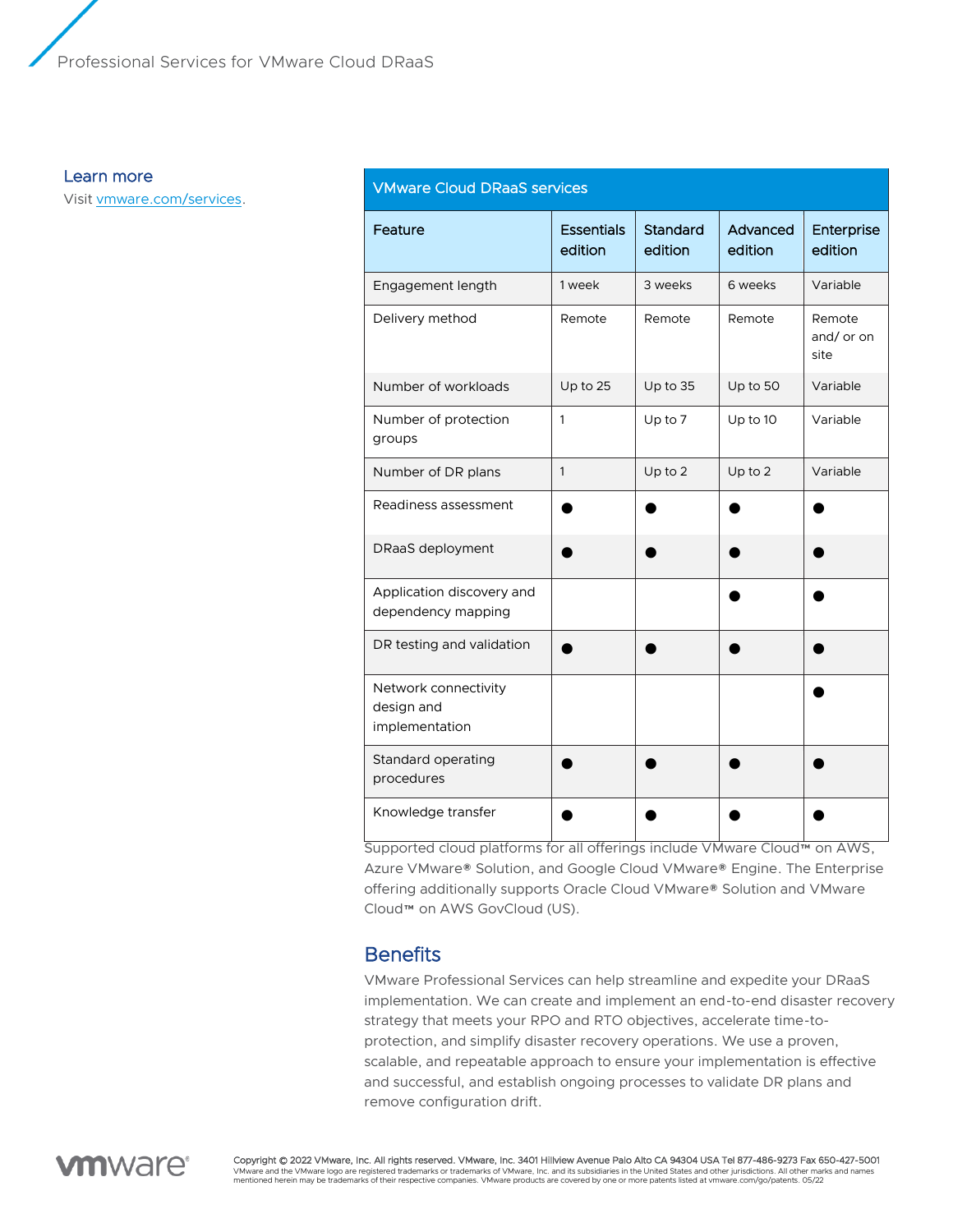## Learn more

Visit [vmware.com/services](vmware.com/services).

| VMware Cloud DRaaS services | | | | |
|---|---|---|---|---|
| **Feature** | **Essentials edition** | **Standard edition** | **Advanced edition** | **Enterprise edition** |
| Engagement length | 1 week | 3 weeks | 6 weeks | Variable |
| Delivery method | Remote | Remote | Remote | Remote and/ or on site |
| Number of workloads | Up to 25 | Up to 35 | Up to 50 | Variable |
| Number of protection groups | 1 | Up to 7 | Up to 10 | Variable |
| Number of DR plans | 1 | Up to 2 | Up to 2 | Variable |
| Readiness assessment | ● | ● | ● | ● |
| DRaaS deployment | ● | ● | ● | ● |
| Application discovery and dependency mapping | | | ● | ● |
| DR testing and validation | ● | ● | ● | ● |
| Network connectivity design and implementation | | | | ● |
| Standard operating procedures | ● | ● | ● | ● |
| Knowledge transfer | ● | ● | ● | ● |

Supported cloud platforms for all offerings include VMware Cloud™ on AWS, Azure VMware® Solution, and Google Cloud VMware® Engine. The Enterprise offering additionally supports Oracle Cloud VMware® Solution and VMware Cloud™ on AWS GovCloud (US).

## Benefits

VMware Professional Services can help streamline and expedite your DRaaS implementation. We can create and implement an end-to-end disaster recovery strategy that meets your RPO and RTO objectives, accelerate time-to-protection, and simplify disaster recovery operations. We use a proven, scalable, and repeatable approach to ensure your implementation is effective and successful, and establish ongoing processes to validate DR plans and remove configuration drift.

Copyright © 2022 VMware, Inc. All rights reserved. VMware, Inc. 3401 Hillview Avenue Palo Alto CA 94304 USA Tel 877-486-9273 Fax 650-427-5001 VMware and the VMware logo are registered trademarks or trademarks of VMware, Inc. and its subsidiaries in the United States and other jurisdictions. All other marks and names mentioned herein may be trademarks of their respective companies. VMware products are covered by one or more patents listed at vmware.com/go/patents. 05/22